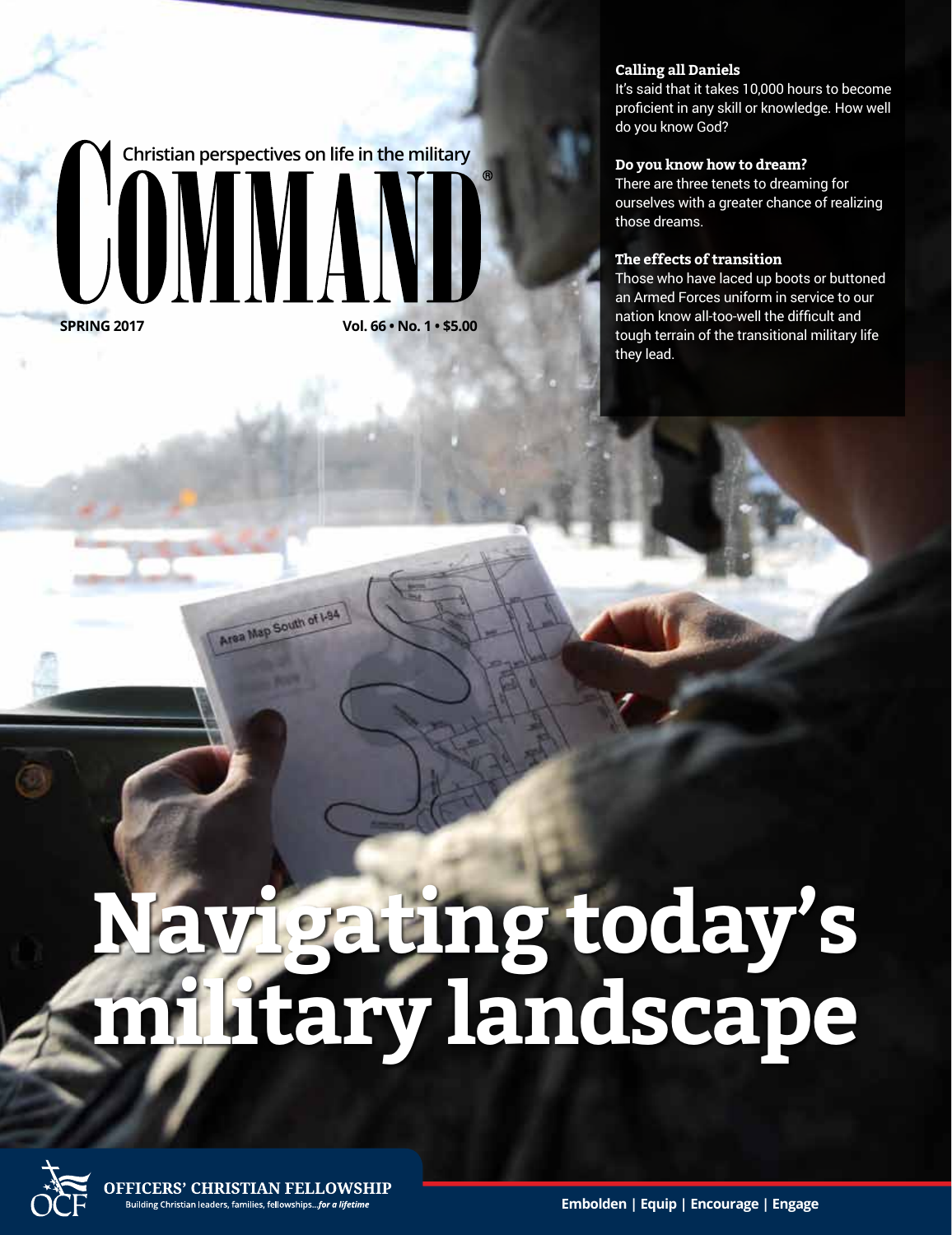Christian perspectives on life in the military

# COMMAND®

**SPRING 2017** **Vol. 66 • No. 1 • $5.00**

**Calling all Daniels**
It's said that it takes 10,000 hours to become proficient in any skill or knowledge. How well do you know God?

**Do you know how to dream?**
There are three tenets to dreaming for ourselves with a greater chance of realizing those dreams.

**The effects of transition**
Those who have laced up boots or buttoned an Armed Forces uniform in service to our nation know all-too-well the difficult and tough terrain of the transitional military life they lead.

# Navigating today's military landscape

**OFFICERS' CHRISTIAN FELLOWSHIP**
Building Christian leaders, families, fellowships...*for a lifetime*

**Embolden | Equip | Encourage | Engage**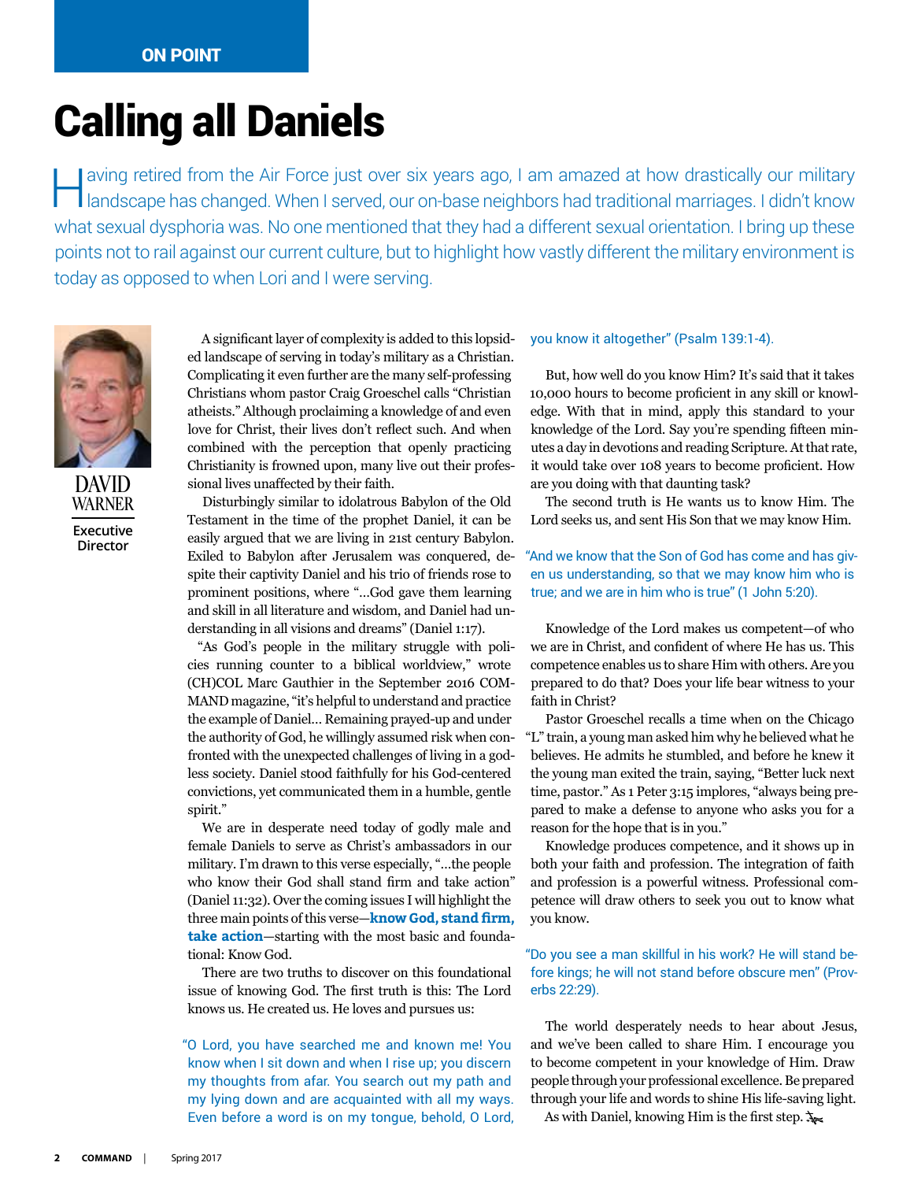ON POINT

# Calling all Daniels

Having retired from the Air Force just over six years ago, I am amazed at how drastically our military landscape has changed. When I served, our on-base neighbors had traditional marriages. I didn't know what sexual dysphoria was. No one mentioned that they had a different sexual orientation. I bring up these points not to rail against our current culture, but to highlight how vastly different the military environment is today as opposed to when Lori and I were serving.

DAVID WARNER

**Executive Director**

A significant layer of complexity is added to this lopsided landscape of serving in today's military as a Christian. Complicating it even further are the many self-professing Christians whom pastor Craig Groeschel calls "Christian atheists." Although proclaiming a knowledge of and even love for Christ, their lives don't reflect such. And when combined with the perception that openly practicing Christianity is frowned upon, many live out their professional lives unaffected by their faith.

Disturbingly similar to idolatrous Babylon of the Old Testament in the time of the prophet Daniel, it can be easily argued that we are living in 21st century Babylon. Exiled to Babylon after Jerusalem was conquered, despite their captivity Daniel and his trio of friends rose to prominent positions, where "...God gave them learning and skill in all literature and wisdom, and Daniel had understanding in all visions and dreams" (Daniel 1:17).

"As God's people in the military struggle with policies running counter to a biblical worldview," wrote (CH)COL Marc Gauthier in the September 2016 COMMAND magazine, "it's helpful to understand and practice the example of Daniel... Remaining prayed-up and under the authority of God, he willingly assumed risk when confronted with the unexpected challenges of living in a godless society. Daniel stood faithfully for his God-centered convictions, yet communicated them in a humble, gentle spirit."

We are in desperate need today of godly male and female Daniels to serve as Christ's ambassadors in our military. I'm drawn to this verse especially, "...the people who know their God shall stand firm and take action" (Daniel 11:32). Over the coming issues I will highlight the three main points of this verse—**know God, stand firm, take action**—starting with the most basic and foundational: Know God.

There are two truths to discover on this foundational issue of knowing God. The first truth is this: The Lord knows us. He created us. He loves and pursues us:

"O Lord, you have searched me and known me! You know when I sit down and when I rise up; you discern my thoughts from afar. You search out my path and my lying down and are acquainted with all my ways. Even before a word is on my tongue, behold, O Lord, you know it altogether" (Psalm 139:1-4).

But, how well do you know Him? It's said that it takes 10,000 hours to become proficient in any skill or knowledge. With that in mind, apply this standard to your knowledge of the Lord. Say you're spending fifteen minutes a day in devotions and reading Scripture. At that rate, it would take over 108 years to become proficient. How are you doing with that daunting task?

The second truth is He wants us to know Him. The Lord seeks us, and sent His Son that we may know Him.

"And we know that the Son of God has come and has given us understanding, so that we may know him who is true; and we are in him who is true" (1 John 5:20).

Knowledge of the Lord makes us competent—of who we are in Christ, and confident of where He has us. This competence enables us to share Him with others. Are you prepared to do that? Does your life bear witness to your faith in Christ?

Pastor Groeschel recalls a time when on the Chicago "L" train, a young man asked him why he believed what he believes. He admits he stumbled, and before he knew it the young man exited the train, saying, "Better luck next time, pastor." As 1 Peter 3:15 implores, "always being prepared to make a defense to anyone who asks you for a reason for the hope that is in you."

Knowledge produces competence, and it shows up in both your faith and profession. The integration of faith and profession is a powerful witness. Professional competence will draw others to seek you out to know what you know.

"Do you see a man skillful in his work? He will stand before kings; he will not stand before obscure men" (Proverbs 22:29).

The world desperately needs to hear about Jesus, and we've been called to share Him. I encourage you to become competent in your knowledge of Him. Draw people through your professional excellence. Be prepared through your life and words to shine His life-saving light.

As with Daniel, knowing Him is the first step.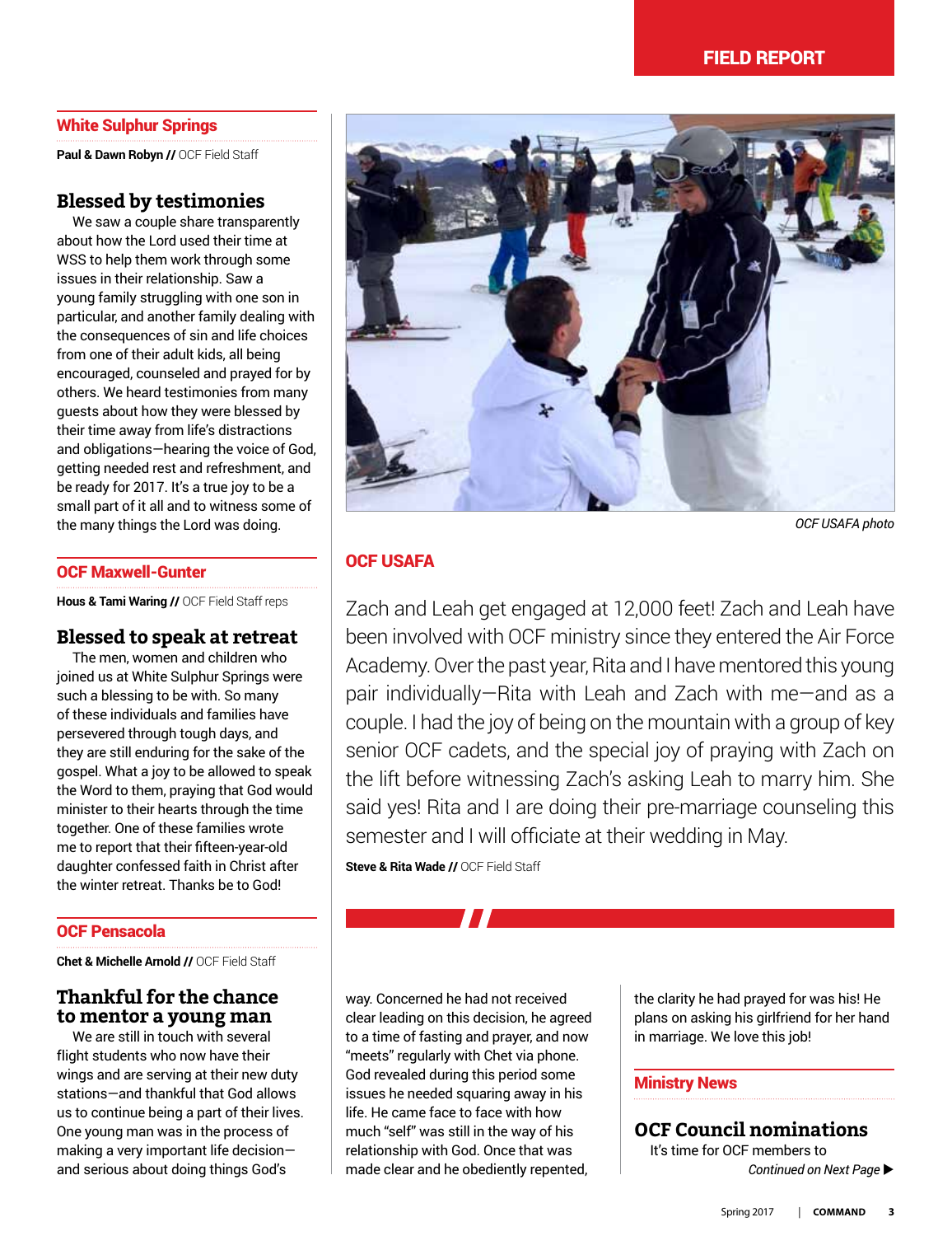FIELD REPORT

## White Sulphur Springs

**Paul & Dawn Robyn //** OCF Field Staff

### Blessed by testimonies

We saw a couple share transparently about how the Lord used their time at WSS to help them work through some issues in their relationship. Saw a young family struggling with one son in particular, and another family dealing with the consequences of sin and life choices from one of their adult kids, all being encouraged, counseled and prayed for by others. We heard testimonies from many guests about how they were blessed by their time away from life's distractions and obligations—hearing the voice of God, getting needed rest and refreshment, and be ready for 2017. It's a true joy to be a small part of it all and to witness some of the many things the Lord was doing.

## OCF Maxwell-Gunter

**Hous & Tami Waring //** OCF Field Staff reps

### Blessed to speak at retreat

The men, women and children who joined us at White Sulphur Springs were such a blessing to be with. So many of these individuals and families have persevered through tough days, and they are still enduring for the sake of the gospel. What a joy to be allowed to speak the Word to them, praying that God would minister to their hearts through the time together. One of these families wrote me to report that their fifteen-year-old daughter confessed faith in Christ after the winter retreat. Thanks be to God!

## OCF Pensacola

**Chet & Michelle Arnold //** OCF Field Staff

### Thankful for the chance to mentor a young man

We are still in touch with several flight students who now have their wings and are serving at their new duty stations—and thankful that God allows us to continue being a part of their lives. One young man was in the process of making a very important life decision—and serious about doing things God's way. Concerned he had not received clear leading on this decision, he agreed to a time of fasting and prayer, and now "meets" regularly with Chet via phone. God revealed during this period some issues he needed squaring away in his life. He came face to face with how much "self" was still in the way of his relationship with God. Once that was made clear and he obediently repented, the clarity he had prayed for was his! He plans on asking his girlfriend for her hand in marriage. We love this job!

*OCF USAFA photo*

## OCF USAFA

Zach and Leah get engaged at 12,000 feet! Zach and Leah have been involved with OCF ministry since they entered the Air Force Academy. Over the past year, Rita and I have mentored this young pair individually—Rita with Leah and Zach with me—and as a couple. I had the joy of being on the mountain with a group of key senior OCF cadets, and the special joy of praying with Zach on the lift before witnessing Zach's asking Leah to marry him. She said yes! Rita and I are doing their pre-marriage counseling this semester and I will officiate at their wedding in May.

**Steve & Rita Wade //** OCF Field Staff

## Ministry News

### OCF Council nominations

It's time for OCF members to

*Continued on Next Page ▶*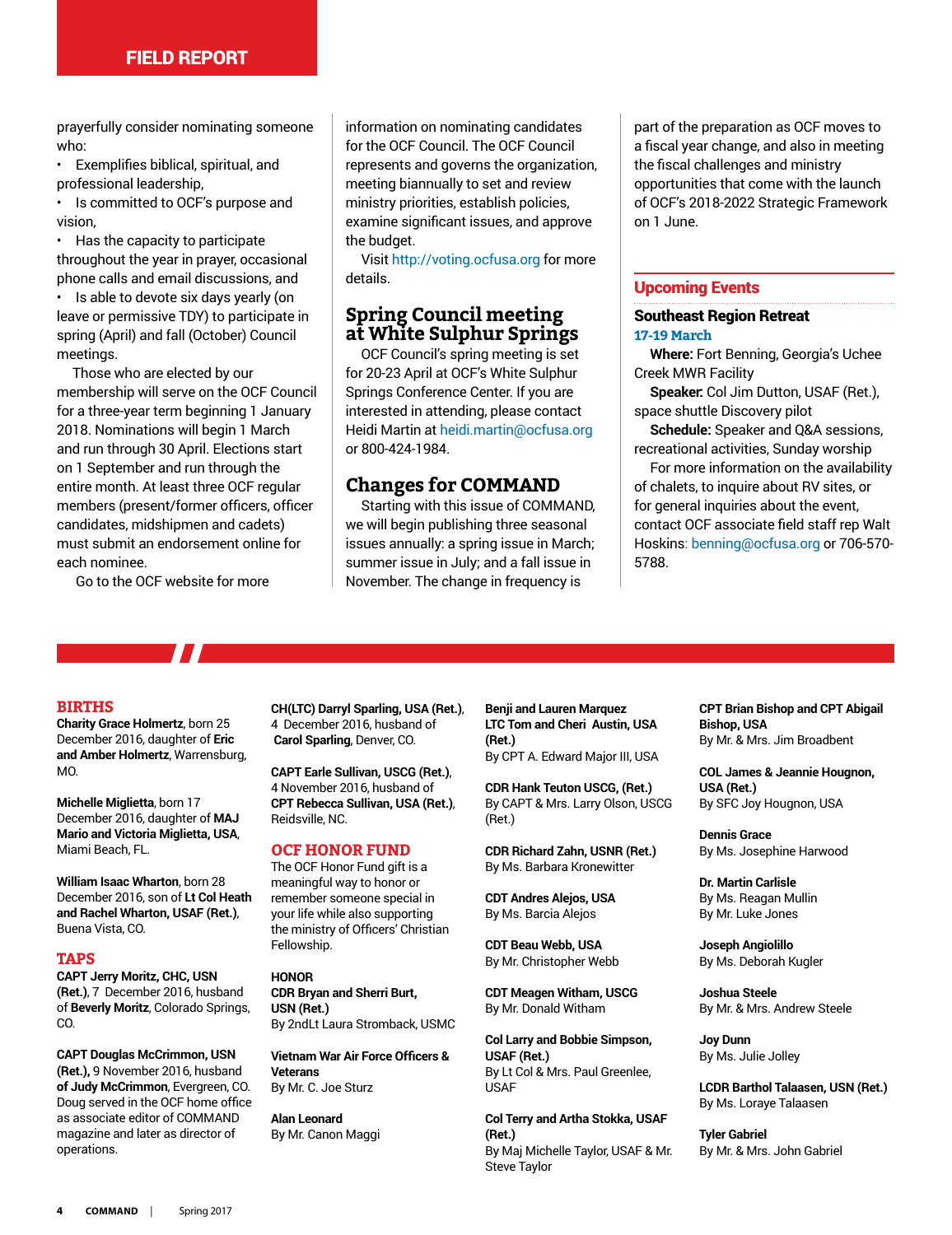## FIELD REPORT

prayerfully consider nominating someone who:

- Exemplifies biblical, spiritual, and professional leadership,
- Is committed to OCF's purpose and vision,
- Has the capacity to participate throughout the year in prayer, occasional phone calls and email discussions, and
- Is able to devote six days yearly (on leave or permissive TDY) to participate in spring (April) and fall (October) Council meetings.

Those who are elected by our membership will serve on the OCF Council for a three-year term beginning 1 January 2018. Nominations will begin 1 March and run through 30 April. Elections start on 1 September and run through the entire month. At least three OCF regular members (present/former officers, officer candidates, midshipmen and cadets) must submit an endorsement online for each nominee.

Go to the OCF website for more information on nominating candidates for the OCF Council. The OCF Council represents and governs the organization, meeting biannually to set and review ministry priorities, establish policies, examine significant issues, and approve the budget.

Visit http://voting.ocfusa.org for more details.

### Spring Council meeting at White Sulphur Springs

OCF Council's spring meeting is set for 20-23 April at OCF's White Sulphur Springs Conference Center. If you are interested in attending, please contact Heidi Martin at heidi.martin@ocfusa.org or 800-424-1984.

### Changes for COMMAND

Starting with this issue of COMMAND, we will begin publishing three seasonal issues annually: a spring issue in March; summer issue in July; and a fall issue in November. The change in frequency is part of the preparation as OCF moves to a fiscal year change, and also in meeting the fiscal challenges and ministry opportunities that come with the launch of OCF's 2018-2022 Strategic Framework on 1 June.

### Upcoming Events

**Southeast Region Retreat**
**17-19 March**

**Where:** Fort Benning, Georgia's Uchee Creek MWR Facility

**Speaker:** Col Jim Dutton, USAF (Ret.), space shuttle Discovery pilot

**Schedule:** Speaker and Q&A sessions, recreational activities, Sunday worship

For more information on the availability of chalets, to inquire about RV sites, or for general inquiries about the event, contact OCF associate field staff rep Walt Hoskins: benning@ocfusa.org or 706-570-5788.

## BIRTHS

**Charity Grace Holmertz**, born 25 December 2016, daughter of **Eric and Amber Holmertz**, Warrensburg, MO.

**Michelle Miglietta**, born 17 December 2016, daughter of **MAJ Mario and Victoria Miglietta, USA**, Miami Beach, FL.

**William Isaac Wharton**, born 28 December 2016, son of **Lt Col Heath and Rachel Wharton, USAF (Ret.)**, Buena Vista, CO.

## TAPS

**CAPT Jerry Moritz, CHC, USN (Ret.)**, 7 December 2016, husband of **Beverly Moritz**, Colorado Springs, CO.

**CAPT Douglas McCrimmon, USN (Ret.)**, 9 November 2016, husband of **Judy McCrimmon**, Evergreen, CO. Doug served in the OCF home office as associate editor of COMMAND magazine and later as director of operations.

**CH(LTC) Darryl Sparling, USA (Ret.)**, 4 December 2016, husband of **Carol Sparling**, Denver, CO.

**CAPT Earle Sullivan, USCG (Ret.)**, 4 November 2016, husband of **CPT Rebecca Sullivan, USA (Ret.)**, Reidsville, NC.

## OCF HONOR FUND

The OCF Honor Fund gift is a meaningful way to honor or remember someone special in your life while also supporting the ministry of Officers' Christian Fellowship.

**HONOR**

**CDR Bryan and Sherri Burt, USN (Ret.)**
By 2ndLt Laura Stromback, USMC

**Vietnam War Air Force Officers & Veterans**
By Mr. C. Joe Sturz

**Alan Leonard**
By Mr. Canon Maggi

**Benji and Lauren Marquez**
**LTC Tom and Cheri Austin, USA (Ret.)**
By CPT A. Edward Major III, USA

**CDR Hank Teuton USCG, (Ret.)**
By CAPT & Mrs. Larry Olson, USCG (Ret.)

**CDR Richard Zahn, USNR (Ret.)**
By Ms. Barbara Kronewitter

**CDT Andres Alejos, USA**
By Ms. Barcia Alejos

**CDT Beau Webb, USA**
By Mr. Christopher Webb

**CDT Meagen Witham, USCG**
By Mr. Donald Witham

**Col Larry and Bobbie Simpson, USAF (Ret.)**
By Lt Col & Mrs. Paul Greenlee, USAF

**Col Terry and Artha Stokka, USAF (Ret.)**
By Maj Michelle Taylor, USAF & Mr. Steve Taylor

**CPT Brian Bishop and CPT Abigail Bishop, USA**
By Mr. & Mrs. Jim Broadbent

**COL James & Jeannie Hougnon, USA (Ret.)**
By SFC Joy Hougnon, USA

**Dennis Grace**
By Ms. Josephine Harwood

**Dr. Martin Carlisle**
By Ms. Reagan Mullin
By Mr. Luke Jones

**Joseph Angiolillo**
By Ms. Deborah Kugler

**Joshua Steele**
By Mr. & Mrs. Andrew Steele

**Joy Dunn**
By Ms. Julie Jolley

**LCDR Barthol Talaasen, USN (Ret.)**
By Ms. Loraye Talaasen

**Tyler Gabriel**
By Mr. & Mrs. John Gabriel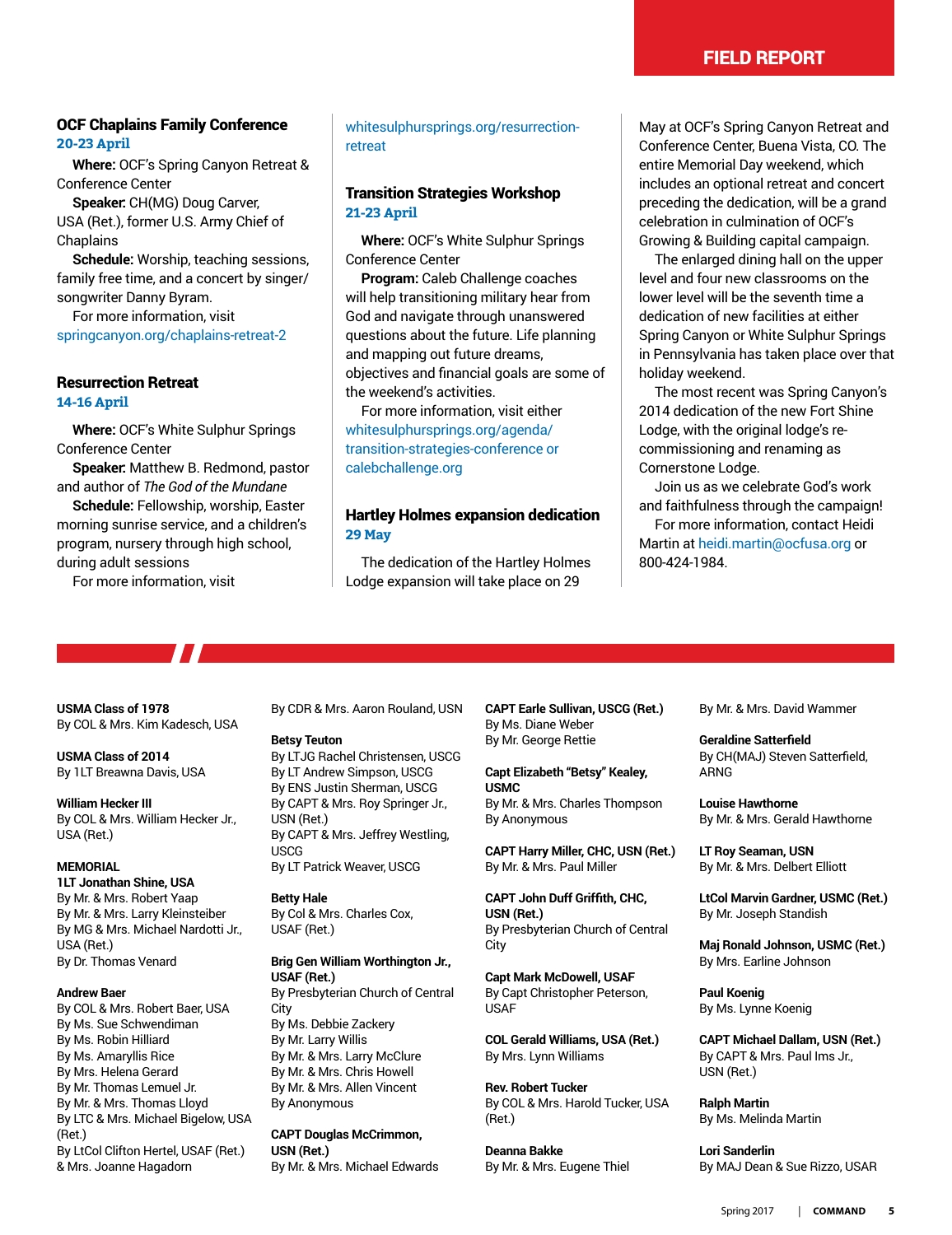## FIELD REPORT

### OCF Chaplains Family Conference

**20-23 April**

**Where:** OCF's Spring Canyon Retreat & Conference Center

**Speaker:** CH(MG) Doug Carver, USA (Ret.), former U.S. Army Chief of Chaplains

**Schedule:** Worship, teaching sessions, family free time, and a concert by singer/songwriter Danny Byram.

For more information, visit springcanyon.org/chaplains-retreat-2

### Resurrection Retreat

**14-16 April**

**Where:** OCF's White Sulphur Springs Conference Center

**Speaker:** Matthew B. Redmond, pastor and author of *The God of the Mundane*

**Schedule:** Fellowship, worship, Easter morning sunrise service, and a children's program, nursery through high school, during adult sessions

For more information, visit whitesulphursprings.org/resurrection-retreat

### Transition Strategies Workshop

**21-23 April**

**Where:** OCF's White Sulphur Springs Conference Center

**Program:** Caleb Challenge coaches will help transitioning military hear from God and navigate through unanswered questions about the future. Life planning and mapping out future dreams, objectives and financial goals are some of the weekend's activities.

For more information, visit either whitesulphursprings.org/agenda/transition-strategies-conference or calebchallenge.org

### Hartley Holmes expansion dedication

**29 May**

The dedication of the Hartley Holmes Lodge expansion will take place on 29 May at OCF's Spring Canyon Retreat and Conference Center, Buena Vista, CO. The entire Memorial Day weekend, which includes an optional retreat and concert preceding the dedication, will be a grand celebration in culmination of OCF's Growing & Building capital campaign.

The enlarged dining hall on the upper level and four new classrooms on the lower level will be the seventh time a dedication of new facilities at either Spring Canyon or White Sulphur Springs in Pennsylvania has taken place over that holiday weekend.

The most recent was Spring Canyon's 2014 dedication of the new Fort Shine Lodge, with the original lodge's re-commissioning and renaming as Cornerstone Lodge.

Join us as we celebrate God's work and faithfulness through the campaign!

For more information, contact Heidi Martin at heidi.martin@ocfusa.org or 800-424-1984.

---

**USMA Class of 1978**
By COL & Mrs. Kim Kadesch, USA

**USMA Class of 2014**
By 1LT Breawna Davis, USA

**William Hecker III**
By COL & Mrs. William Hecker Jr., USA (Ret.)

**MEMORIAL**

**1LT Jonathan Shine, USA**
By Mr. & Mrs. Robert Yaap
By Mr. & Mrs. Larry Kleinsteiber
By MG & Mrs. Michael Nardotti Jr., USA (Ret.)
By Dr. Thomas Venard

**Andrew Baer**
By COL & Mrs. Robert Baer, USA
By Ms. Sue Schwendiman
By Ms. Robin Hilliard
By Ms. Amaryllis Rice
By Mrs. Helena Gerard
By Mr. Thomas Lemuel Jr.
By Mr. & Mrs. Thomas Lloyd
By LTC & Mrs. Michael Bigelow, USA (Ret.)
By LtCol Clifton Hertel, USAF (Ret.) & Mrs. Joanne Hagadorn
By CDR & Mrs. Aaron Rouland, USN

**Betsy Teuton**
By LTJG Rachel Christensen, USCG
By LT Andrew Simpson, USCG
By ENS Justin Sherman, USCG
By CAPT & Mrs. Roy Springer Jr., USN (Ret.)
By CAPT & Mrs. Jeffrey Westling, USCG
By LT Patrick Weaver, USCG

**Betty Hale**
By Col & Mrs. Charles Cox, USAF (Ret.)

**Brig Gen William Worthington Jr., USAF (Ret.)**
By Presbyterian Church of Central City
By Ms. Debbie Zackery
By Mr. Larry Willis
By Mr. & Mrs. Larry McClure
By Mr. & Mrs. Chris Howell
By Mr. & Mrs. Allen Vincent
By Anonymous

**CAPT Douglas McCrimmon, USN (Ret.)**
By Mr. & Mrs. Michael Edwards

**CAPT Earle Sullivan, USCG (Ret.)**
By Ms. Diane Weber
By Mr. George Rettie

**Capt Elizabeth "Betsy" Kealey, USMC**
By Mr. & Mrs. Charles Thompson
By Anonymous

**CAPT Harry Miller, CHC, USN (Ret.)**
By Mr. & Mrs. Paul Miller

**CAPT John Duff Griffith, CHC, USN (Ret.)**
By Presbyterian Church of Central City

**Capt Mark McDowell, USAF**
By Capt Christopher Peterson, USAF

**COL Gerald Williams, USA (Ret.)**
By Mrs. Lynn Williams

**Rev. Robert Tucker**
By COL & Mrs. Harold Tucker, USA (Ret.)

**Deanna Bakke**
By Mr. & Mrs. Eugene Thiel
By Mr. & Mrs. David Wammer

**Geraldine Satterfield**
By CH(MAJ) Steven Satterfield, ARNG

**Louise Hawthorne**
By Mr. & Mrs. Gerald Hawthorne

**LT Roy Seaman, USN**
By Mr. & Mrs. Delbert Elliott

**LtCol Marvin Gardner, USMC (Ret.)**
By Mr. Joseph Standish

**Maj Ronald Johnson, USMC (Ret.)**
By Mrs. Earline Johnson

**Paul Koenig**
By Ms. Lynne Koenig

**CAPT Michael Dallam, USN (Ret.)**
By CAPT & Mrs. Paul Ims Jr., USN (Ret.)

**Ralph Martin**
By Ms. Melinda Martin

**Lori Sanderlin**
By MAJ Dean & Sue Rizzo, USAR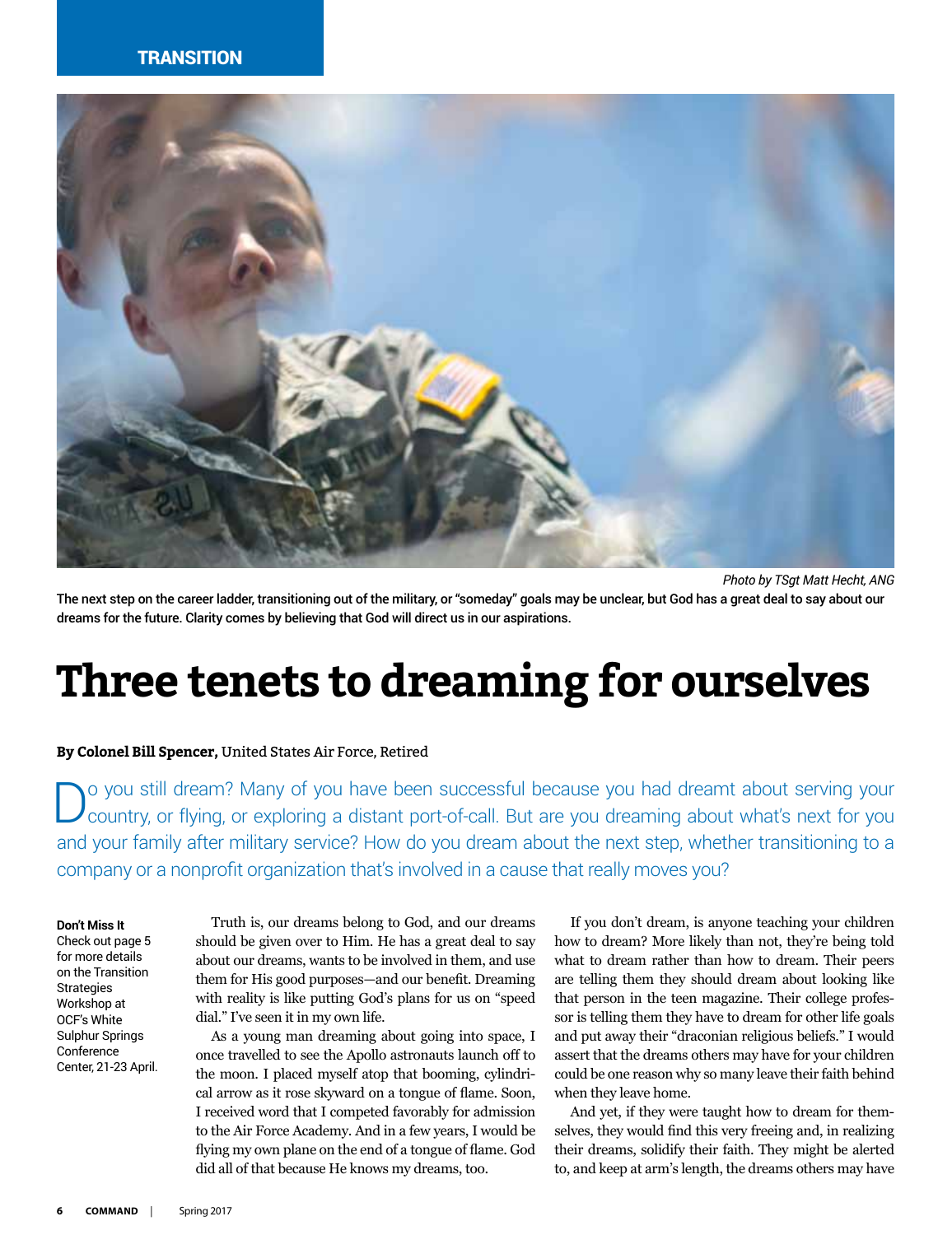TRANSITION

*Photo by TSgt Matt Hecht, ANG*

**The next step on the career ladder, transitioning out of the military, or "someday" goals may be unclear, but God has a great deal to say about our dreams for the future. Clarity comes by believing that God will direct us in our aspirations.**

# Three tenets to dreaming for ourselves

**By Colonel Bill Spencer,** United States Air Force, Retired

Do you still dream? Many of you have been successful because you had dreamt about serving your country, or flying, or exploring a distant port-of-call. But are you dreaming about what's next for you and your family after military service? How do you dream about the next step, whether transitioning to a company or a nonprofit organization that's involved in a cause that really moves you?

**Don't Miss It**
Check out page 5 for more details on the Transition Strategies Workshop at OCF's White Sulphur Springs Conference Center, 21-23 April.

Truth is, our dreams belong to God, and our dreams should be given over to Him. He has a great deal to say about our dreams, wants to be involved in them, and use them for His good purposes—and our benefit. Dreaming with reality is like putting God's plans for us on "speed dial." I've seen it in my own life.

As a young man dreaming about going into space, I once travelled to see the Apollo astronauts launch off to the moon. I placed myself atop that booming, cylindrical arrow as it rose skyward on a tongue of flame. Soon, I received word that I competed favorably for admission to the Air Force Academy. And in a few years, I would be flying my own plane on the end of a tongue of flame. God did all of that because He knows my dreams, too.

If you don't dream, is anyone teaching your children how to dream? More likely than not, they're being told what to dream rather than how to dream. Their peers are telling them they should dream about looking like that person in the teen magazine. Their college professor is telling them they have to dream for other life goals and put away their "draconian religious beliefs." I would assert that the dreams others may have for your children could be one reason why so many leave their faith behind when they leave home.

And yet, if they were taught how to dream for themselves, they would find this very freeing and, in realizing their dreams, solidify their faith. They might be alerted to, and keep at arm's length, the dreams others may have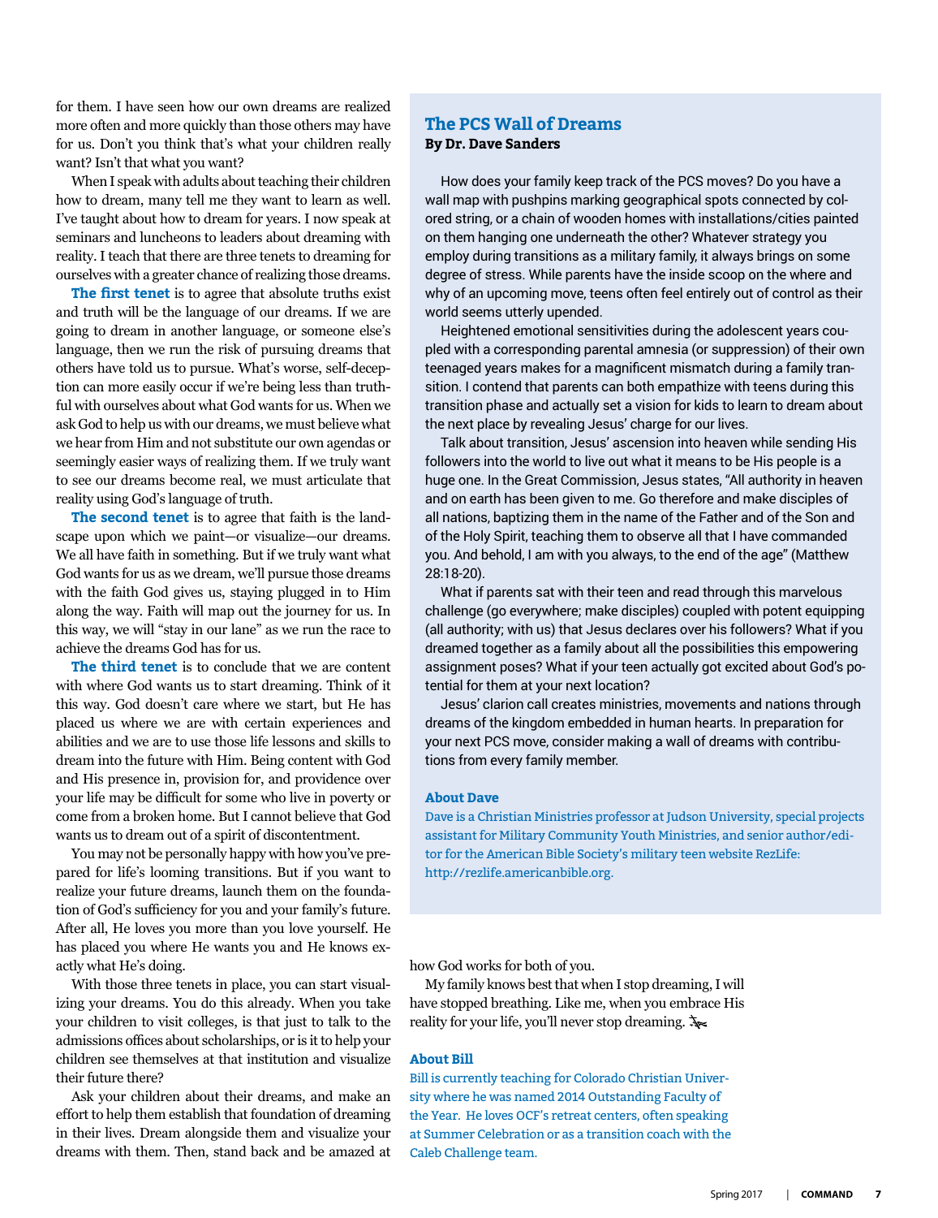for them. I have seen how our own dreams are realized more often and more quickly than those others may have for us. Don't you think that's what your children really want? Isn't that what you want?

When I speak with adults about teaching their children how to dream, many tell me they want to learn as well. I've taught about how to dream for years. I now speak at seminars and luncheons to leaders about dreaming with reality. I teach that there are three tenets to dreaming for ourselves with a greater chance of realizing those dreams.

**The first tenet** is to agree that absolute truths exist and truth will be the language of our dreams. If we are going to dream in another language, or someone else's language, then we run the risk of pursuing dreams that others have told us to pursue. What's worse, self-deception can more easily occur if we're being less than truthful with ourselves about what God wants for us. When we ask God to help us with our dreams, we must believe what we hear from Him and not substitute our own agendas or seemingly easier ways of realizing them. If we truly want to see our dreams become real, we must articulate that reality using God's language of truth.

**The second tenet** is to agree that faith is the landscape upon which we paint—or visualize—our dreams. We all have faith in something. But if we truly want what God wants for us as we dream, we'll pursue those dreams with the faith God gives us, staying plugged in to Him along the way. Faith will map out the journey for us. In this way, we will "stay in our lane" as we run the race to achieve the dreams God has for us.

**The third tenet** is to conclude that we are content with where God wants us to start dreaming. Think of it this way. God doesn't care where we start, but He has placed us where we are with certain experiences and abilities and we are to use those life lessons and skills to dream into the future with Him. Being content with God and His presence in, provision for, and providence over your life may be difficult for some who live in poverty or come from a broken home. But I cannot believe that God wants us to dream out of a spirit of discontentment.

You may not be personally happy with how you've prepared for life's looming transitions. But if you want to realize your future dreams, launch them on the foundation of God's sufficiency for you and your family's future. After all, He loves you more than you love yourself. He has placed you where He wants you and He knows exactly what He's doing.

With those three tenets in place, you can start visualizing your dreams. You do this already. When you take your children to visit colleges, is that just to talk to the admissions offices about scholarships, or is it to help your children see themselves at that institution and visualize their future there?

Ask your children about their dreams, and make an effort to help them establish that foundation of dreaming in their lives. Dream alongside them and visualize your dreams with them. Then, stand back and be amazed at how God works for both of you.

My family knows best that when I stop dreaming, I will have stopped breathing. Like me, when you embrace His reality for your life, you'll never stop dreaming.

### About Bill

Bill is currently teaching for Colorado Christian University where he was named 2014 Outstanding Faculty of the Year. He loves OCF's retreat centers, often speaking at Summer Celebration or as a transition coach with the Caleb Challenge team.

## The PCS Wall of Dreams

**By Dr. Dave Sanders**

How does your family keep track of the PCS moves? Do you have a wall map with pushpins marking geographical spots connected by colored string, or a chain of wooden homes with installations/cities painted on them hanging one underneath the other? Whatever strategy you employ during transitions as a military family, it always brings on some degree of stress. While parents have the inside scoop on the where and why of an upcoming move, teens often feel entirely out of control as their world seems utterly upended.

Heightened emotional sensitivities during the adolescent years coupled with a corresponding parental amnesia (or suppression) of their own teenaged years makes for a magnificent mismatch during a family transition. I contend that parents can both empathize with teens during this transition phase and actually set a vision for kids to learn to dream about the next place by revealing Jesus' charge for our lives.

Talk about transition, Jesus' ascension into heaven while sending His followers into the world to live out what it means to be His people is a huge one. In the Great Commission, Jesus states, "All authority in heaven and on earth has been given to me. Go therefore and make disciples of all nations, baptizing them in the name of the Father and of the Son and of the Holy Spirit, teaching them to observe all that I have commanded you. And behold, I am with you always, to the end of the age" (Matthew 28:18-20).

What if parents sat with their teen and read through this marvelous challenge (go everywhere; make disciples) coupled with potent equipping (all authority; with us) that Jesus declares over his followers? What if you dreamed together as a family about all the possibilities this empowering assignment poses? What if your teen actually got excited about God's potential for them at your next location?

Jesus' clarion call creates ministries, movements and nations through dreams of the kingdom embedded in human hearts. In preparation for your next PCS move, consider making a wall of dreams with contributions from every family member.

### About Dave

Dave is a Christian Ministries professor at Judson University, special projects assistant for Military Community Youth Ministries, and senior author/editor for the American Bible Society's military teen website RezLife: http://rezlife.americanbible.org.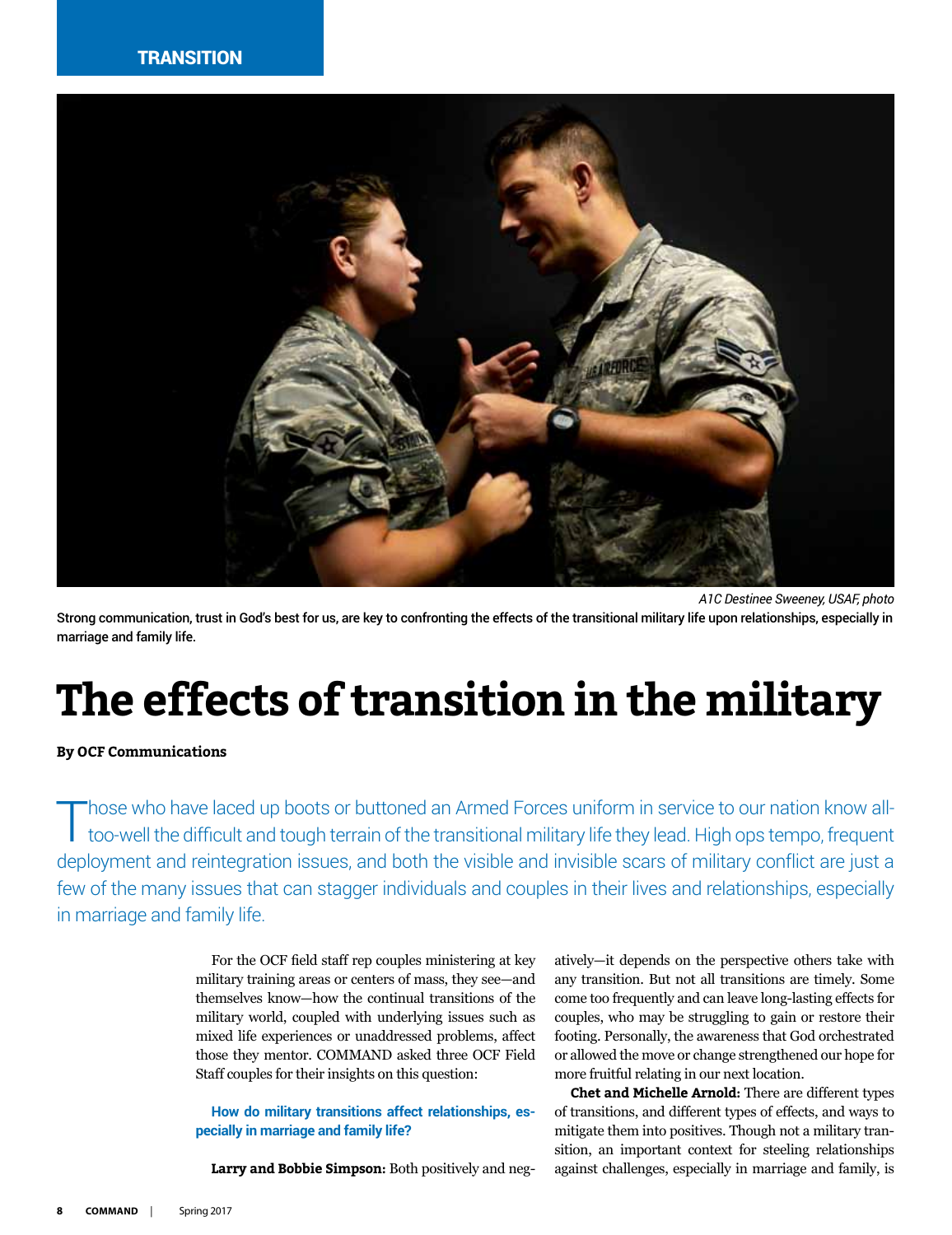TRANSITION

*A1C Destinee Sweeney, USAF, photo*

Strong communication, trust in God's best for us, are key to confronting the effects of the transitional military life upon relationships, especially in marriage and family life.

# The effects of transition in the military

**By OCF Communications**

Those who have laced up boots or buttoned an Armed Forces uniform in service to our nation know all-too-well the difficult and tough terrain of the transitional military life they lead. High ops tempo, frequent deployment and reintegration issues, and both the visible and invisible scars of military conflict are just a few of the many issues that can stagger individuals and couples in their lives and relationships, especially in marriage and family life.

For the OCF field staff rep couples ministering at key military training areas or centers of mass, they see—and themselves know—how the continual transitions of the military world, coupled with underlying issues such as mixed life experiences or unaddressed problems, affect those they mentor. COMMAND asked three OCF Field Staff couples for their insights on this question:

**How do military transitions affect relationships, especially in marriage and family life?**

**Larry and Bobbie Simpson:** Both positively and negatively—it depends on the perspective others take with any transition. But not all transitions are timely. Some come too frequently and can leave long-lasting effects for couples, who may be struggling to gain or restore their footing. Personally, the awareness that God orchestrated or allowed the move or change strengthened our hope for more fruitful relating in our next location.

**Chet and Michelle Arnold:** There are different types of transitions, and different types of effects, and ways to mitigate them into positives. Though not a military transition, an important context for steeling relationships against challenges, especially in marriage and family, is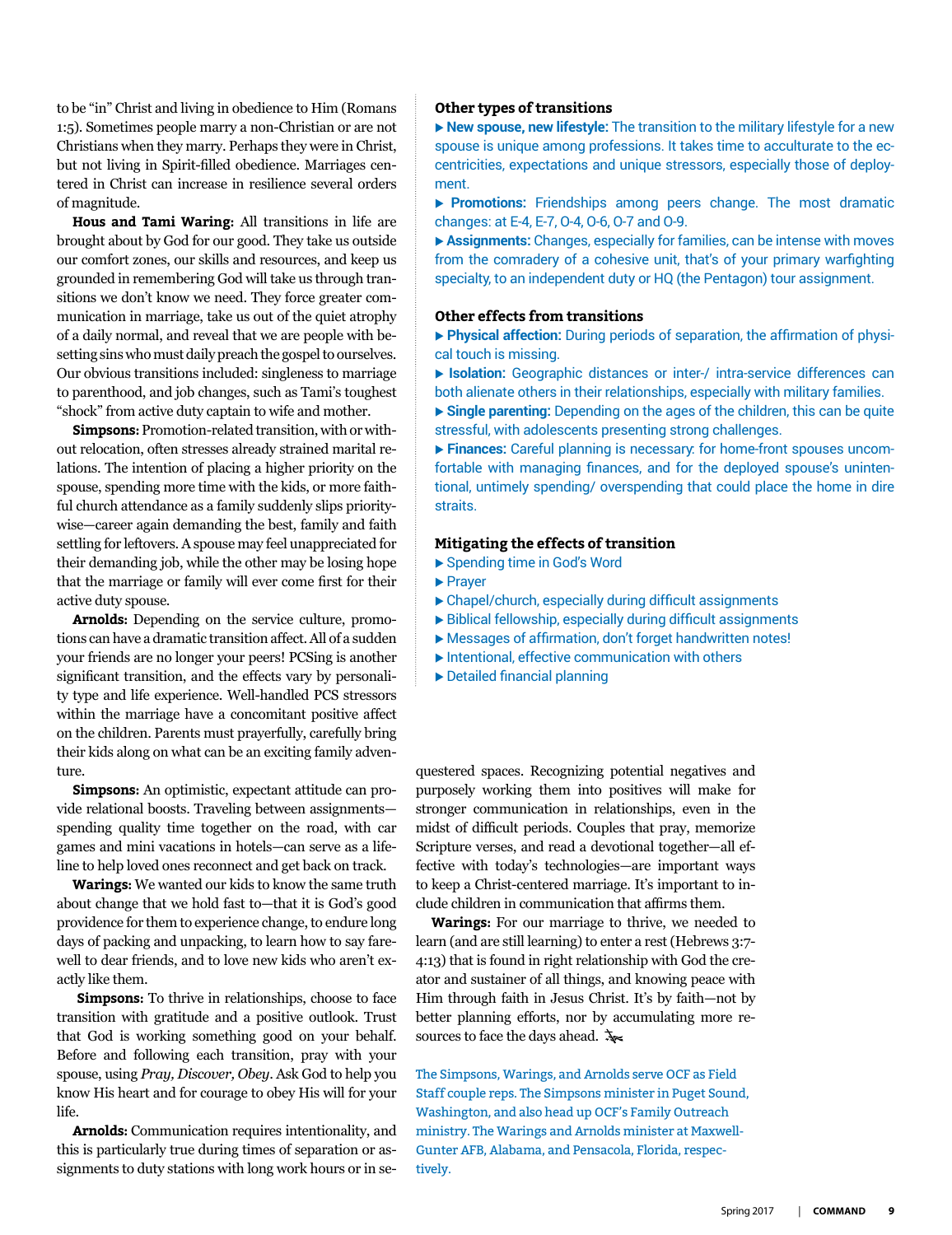to be "in" Christ and living in obedience to Him (Romans 1:5). Sometimes people marry a non-Christian or are not Christians when they marry. Perhaps they were in Christ, but not living in Spirit-filled obedience. Marriages centered in Christ can increase in resilience several orders of magnitude.

**Hous and Tami Waring:** All transitions in life are brought about by God for our good. They take us outside our comfort zones, our skills and resources, and keep us grounded in remembering God will take us through transitions we don't know we need. They force greater communication in marriage, take us out of the quiet atrophy of a daily normal, and reveal that we are people with besetting sins who must daily preach the gospel to ourselves. Our obvious transitions included: singleness to marriage to parenthood, and job changes, such as Tami's toughest "shock" from active duty captain to wife and mother.

**Simpsons:** Promotion-related transition, with or without relocation, often stresses already strained marital relations. The intention of placing a higher priority on the spouse, spending more time with the kids, or more faithful church attendance as a family suddenly slips priority-wise—career again demanding the best, family and faith settling for leftovers. A spouse may feel unappreciated for their demanding job, while the other may be losing hope that the marriage or family will ever come first for their active duty spouse.

**Arnolds:** Depending on the service culture, promotions can have a dramatic transition affect. All of a sudden your friends are no longer your peers! PCSing is another significant transition, and the effects vary by personality type and life experience. Well-handled PCS stressors within the marriage have a concomitant positive affect on the children. Parents must prayerfully, carefully bring their kids along on what can be an exciting family adventure.

**Simpsons:** An optimistic, expectant attitude can provide relational boosts. Traveling between assignments—spending quality time together on the road, with car games and mini vacations in hotels—can serve as a lifeline to help loved ones reconnect and get back on track.

**Warings:** We wanted our kids to know the same truth about change that we hold fast to—that it is God's good providence for them to experience change, to endure long days of packing and unpacking, to learn how to say farewell to dear friends, and to love new kids who aren't exactly like them.

**Simpsons:** To thrive in relationships, choose to face transition with gratitude and a positive outlook. Trust that God is working something good on your behalf. Before and following each transition, pray with your spouse, using *Pray, Discover, Obey*. Ask God to help you know His heart and for courage to obey His will for your life.

**Arnolds:** Communication requires intentionality, and this is particularly true during times of separation or assignments to duty stations with long work hours or in sequestered spaces. Recognizing potential negatives and purposely working them into positives will make for stronger communication in relationships, even in the midst of difficult periods. Couples that pray, memorize Scripture verses, and read a devotional together—all effective with today's technologies—are important ways to keep a Christ-centered marriage. It's important to include children in communication that affirms them.

**Warings:** For our marriage to thrive, we needed to learn (and are still learning) to enter a rest (Hebrews 3:7-4:13) that is found in right relationship with God the creator and sustainer of all things, and knowing peace with Him through faith in Jesus Christ. It's by faith—not by better planning efforts, nor by accumulating more resources to face the days ahead.

### Other types of transitions

- **New spouse, new lifestyle:** The transition to the military lifestyle for a new spouse is unique among professions. It takes time to acculturate to the eccentricities, expectations and unique stressors, especially those of deployment.
- **Promotions:** Friendships among peers change. The most dramatic changes: at E-4, E-7, O-4, O-6, O-7 and O-9.
- **Assignments:** Changes, especially for families, can be intense with moves from the comradery of a cohesive unit, that's of your primary warfighting specialty, to an independent duty or HQ (the Pentagon) tour assignment.

### Other effects from transitions

- **Physical affection:** During periods of separation, the affirmation of physical touch is missing.
- **Isolation:** Geographic distances or inter-/ intra-service differences can both alienate others in their relationships, especially with military families.
- **Single parenting:** Depending on the ages of the children, this can be quite stressful, with adolescents presenting strong challenges.
- **Finances:** Careful planning is necessary: for home-front spouses uncomfortable with managing finances, and for the deployed spouse's unintentional, untimely spending/ overspending that could place the home in dire straits.

### Mitigating the effects of transition

- Spending time in God's Word
- Prayer
- Chapel/church, especially during difficult assignments
- Biblical fellowship, especially during difficult assignments
- Messages of affirmation, don't forget handwritten notes!
- Intentional, effective communication with others
- Detailed financial planning

The Simpsons, Warings, and Arnolds serve OCF as Field Staff couple reps. The Simpsons minister in Puget Sound, Washington, and also head up OCF's Family Outreach ministry. The Warings and Arnolds minister at Maxwell-Gunter AFB, Alabama, and Pensacola, Florida, respectively.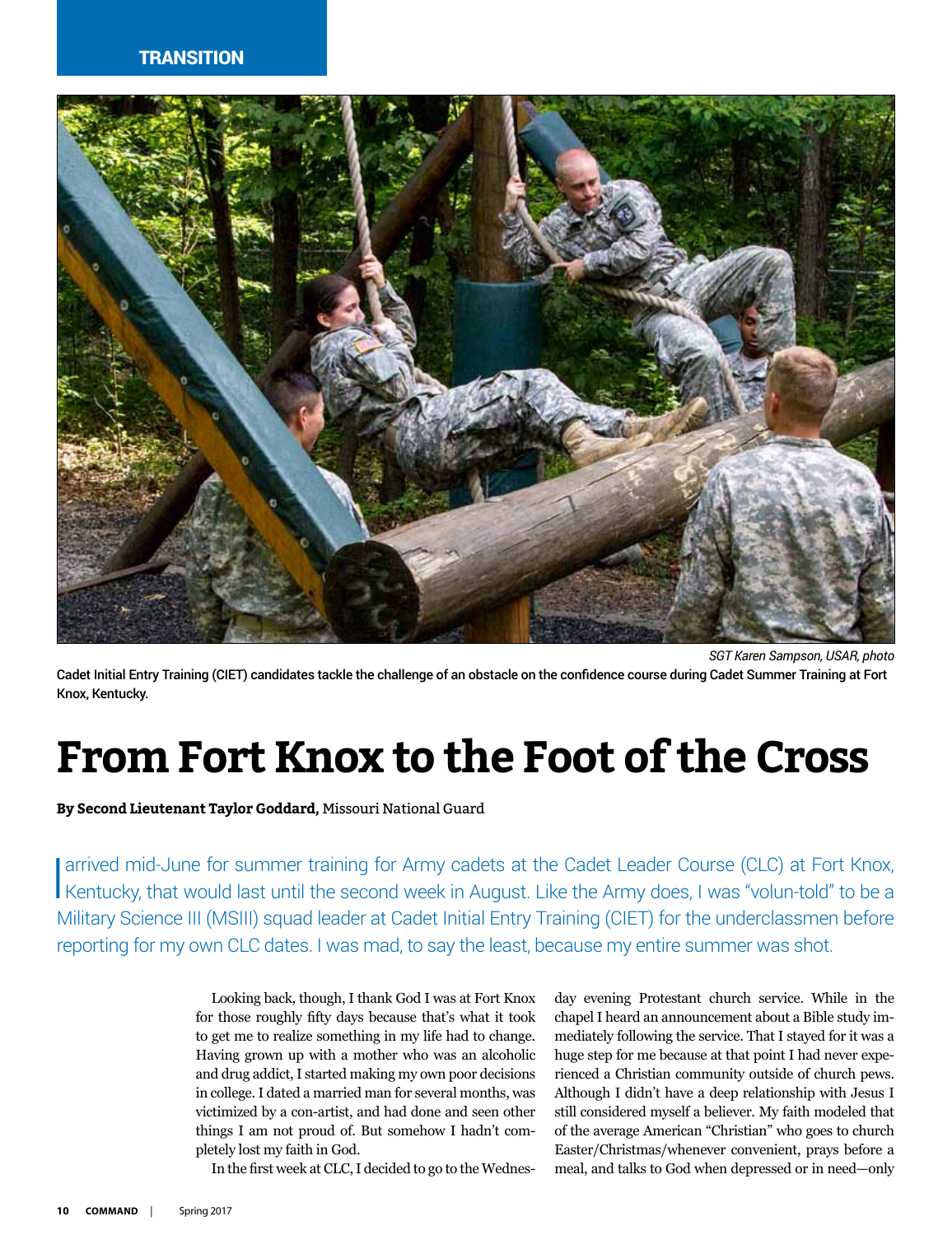TRANSITION

SGT Karen Sampson, USAR, photo

Cadet Initial Entry Training (CIET) candidates tackle the challenge of an obstacle on the confidence course during Cadet Summer Training at Fort Knox, Kentucky.

# From Fort Knox to the Foot of the Cross

**By Second Lieutenant Taylor Goddard,** Missouri National Guard

I arrived mid-June for summer training for Army cadets at the Cadet Leader Course (CLC) at Fort Knox, Kentucky, that would last until the second week in August. Like the Army does, I was "volun-told" to be a Military Science III (MSIII) squad leader at Cadet Initial Entry Training (CIET) for the underclassmen before reporting for my own CLC dates. I was mad, to say the least, because my entire summer was shot.

Looking back, though, I thank God I was at Fort Knox for those roughly fifty days because that's what it took to get me to realize something in my life had to change. Having grown up with a mother who was an alcoholic and drug addict, I started making my own poor decisions in college. I dated a married man for several months, was victimized by a con-artist, and had done and seen other things I am not proud of. But somehow I hadn't completely lost my faith in God.

In the first week at CLC, I decided to go to the Wednesday evening Protestant church service. While in the chapel I heard an announcement about a Bible study immediately following the service. That I stayed for it was a huge step for me because at that point I had never experienced a Christian community outside of church pews. Although I didn't have a deep relationship with Jesus I still considered myself a believer. My faith modeled that of the average American "Christian" who goes to church Easter/Christmas/whenever convenient, prays before a meal, and talks to God when depressed or in need—only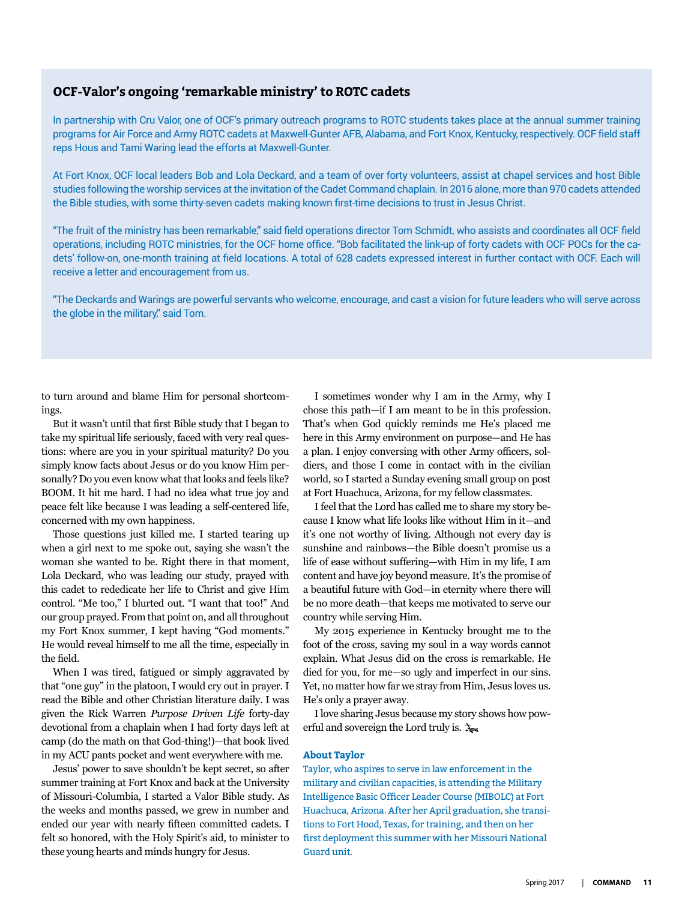## OCF-Valor's ongoing 'remarkable ministry' to ROTC cadets

In partnership with Cru Valor, one of OCF's primary outreach programs to ROTC students takes place at the annual summer training programs for Air Force and Army ROTC cadets at Maxwell-Gunter AFB, Alabama, and Fort Knox, Kentucky, respectively. OCF field staff reps Hous and Tami Waring lead the efforts at Maxwell-Gunter.

At Fort Knox, OCF local leaders Bob and Lola Deckard, and a team of over forty volunteers, assist at chapel services and host Bible studies following the worship services at the invitation of the Cadet Command chaplain. In 2016 alone, more than 970 cadets attended the Bible studies, with some thirty-seven cadets making known first-time decisions to trust in Jesus Christ.

"The fruit of the ministry has been remarkable," said field operations director Tom Schmidt, who assists and coordinates all OCF field operations, including ROTC ministries, for the OCF home office. "Bob facilitated the link-up of forty cadets with OCF POCs for the cadets' follow-on, one-month training at field locations. A total of 628 cadets expressed interest in further contact with OCF. Each will receive a letter and encouragement from us.

"The Deckards and Warings are powerful servants who welcome, encourage, and cast a vision for future leaders who will serve across the globe in the military," said Tom.

to turn around and blame Him for personal shortcomings.

But it wasn't until that first Bible study that I began to take my spiritual life seriously, faced with very real questions: where are you in your spiritual maturity? Do you simply know facts about Jesus or do you know Him personally? Do you even know what that looks and feels like? BOOM. It hit me hard. I had no idea what true joy and peace felt like because I was leading a self-centered life, concerned with my own happiness.

Those questions just killed me. I started tearing up when a girl next to me spoke out, saying she wasn't the woman she wanted to be. Right there in that moment, Lola Deckard, who was leading our study, prayed with this cadet to rededicate her life to Christ and give Him control. "Me too," I blurted out. "I want that too!" And our group prayed. From that point on, and all throughout my Fort Knox summer, I kept having "God moments." He would reveal himself to me all the time, especially in the field.

When I was tired, fatigued or simply aggravated by that "one guy" in the platoon, I would cry out in prayer. I read the Bible and other Christian literature daily. I was given the Rick Warren *Purpose Driven Life* forty-day devotional from a chaplain when I had forty days left at camp (do the math on that God-thing!)—that book lived in my ACU pants pocket and went everywhere with me.

Jesus' power to save shouldn't be kept secret, so after summer training at Fort Knox and back at the University of Missouri-Columbia, I started a Valor Bible study. As the weeks and months passed, we grew in number and ended our year with nearly fifteen committed cadets. I felt so honored, with the Holy Spirit's aid, to minister to these young hearts and minds hungry for Jesus.

I sometimes wonder why I am in the Army, why I chose this path—if I am meant to be in this profession. That's when God quickly reminds me He's placed me here in this Army environment on purpose—and He has a plan. I enjoy conversing with other Army officers, soldiers, and those I come in contact with in the civilian world, so I started a Sunday evening small group on post at Fort Huachuca, Arizona, for my fellow classmates.

I feel that the Lord has called me to share my story because I know what life looks like without Him in it—and it's one not worthy of living. Although not every day is sunshine and rainbows—the Bible doesn't promise us a life of ease without suffering—with Him in my life, I am content and have joy beyond measure. It's the promise of a beautiful future with God—in eternity where there will be no more death—that keeps me motivated to serve our country while serving Him.

My 2015 experience in Kentucky brought me to the foot of the cross, saving my soul in a way words cannot explain. What Jesus did on the cross is remarkable. He died for you, for me—so ugly and imperfect in our sins. Yet, no matter how far we stray from Him, Jesus loves us. He's only a prayer away.

I love sharing Jesus because my story shows how powerful and sovereign the Lord truly is.

**About Taylor**

Taylor, who aspires to serve in law enforcement in the military and civilian capacities, is attending the Military Intelligence Basic Officer Leader Course (MIBOLC) at Fort Huachuca, Arizona. After her April graduation, she transitions to Fort Hood, Texas, for training, and then on her first deployment this summer with her Missouri National Guard unit.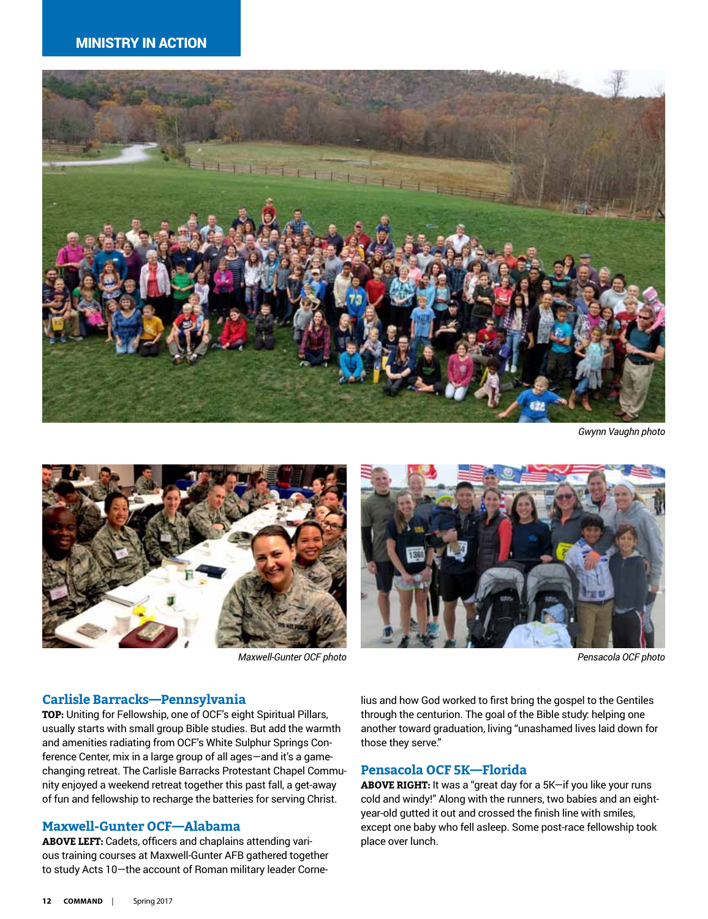## MINISTRY IN ACTION

*Gwynn Vaughn photo*

*Maxwell-Gunter OCF photo*

*Pensacola OCF photo*

### Carlisle Barracks—Pennsylvania

**TOP:** Uniting for Fellowship, one of OCF's eight Spiritual Pillars, usually starts with small group Bible studies. But add the warmth and amenities radiating from OCF's White Sulphur Springs Conference Center, mix in a large group of all ages—and it's a game-changing retreat. The Carlisle Barracks Protestant Chapel Community enjoyed a weekend retreat together this past fall, a get-away of fun and fellowship to recharge the batteries for serving Christ.

### Maxwell-Gunter OCF—Alabama

**ABOVE LEFT:** Cadets, officers and chaplains attending various training courses at Maxwell-Gunter AFB gathered together to study Acts 10—the account of Roman military leader Cornelius and how God worked to first bring the gospel to the Gentiles through the centurion. The goal of the Bible study: helping one another toward graduation, living "unashamed lives laid down for those they serve."

### Pensacola OCF 5K—Florida

**ABOVE RIGHT:** It was a "great day for a 5K—if you like your runs cold and windy!" Along with the runners, two babies and an eight-year-old gutted it out and crossed the finish line with smiles, except one baby who fell asleep. Some post-race fellowship took place over lunch.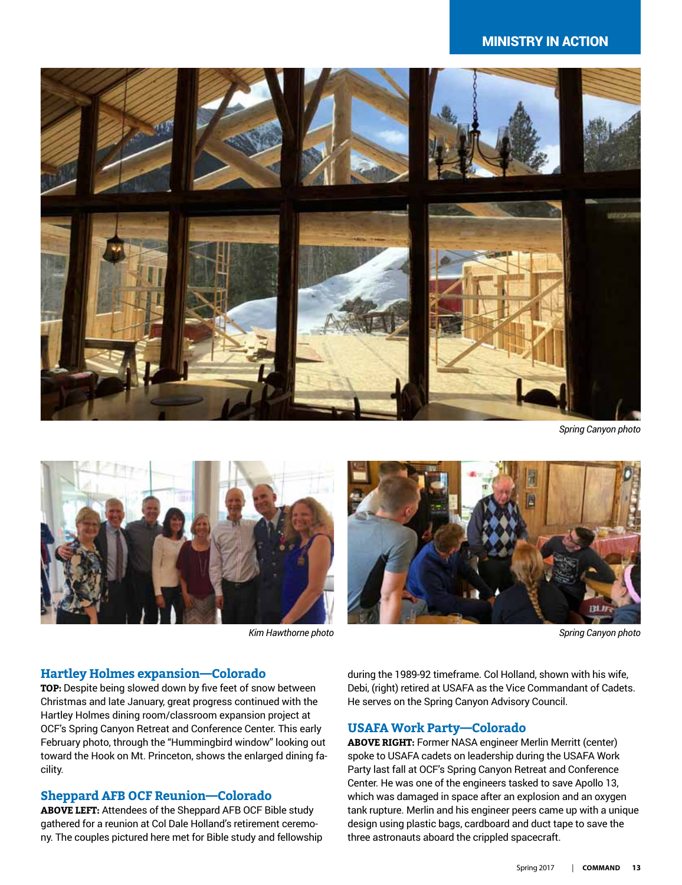MINISTRY IN ACTION

*Spring Canyon photo*

*Kim Hawthorne photo*

*Spring Canyon photo*

## Hartley Holmes expansion—Colorado

**TOP:** Despite being slowed down by five feet of snow between Christmas and late January, great progress continued with the Hartley Holmes dining room/classroom expansion project at OCF's Spring Canyon Retreat and Conference Center. This early February photo, through the "Hummingbird window" looking out toward the Hook on Mt. Princeton, shows the enlarged dining facility.

## Sheppard AFB OCF Reunion—Colorado

**ABOVE LEFT:** Attendees of the Sheppard AFB OCF Bible study gathered for a reunion at Col Dale Holland's retirement ceremony. The couples pictured here met for Bible study and fellowship during the 1989-92 timeframe. Col Holland, shown with his wife, Debi, (right) retired at USAFA as the Vice Commandant of Cadets. He serves on the Spring Canyon Advisory Council.

## USAFA Work Party—Colorado

**ABOVE RIGHT:** Former NASA engineer Merlin Merritt (center) spoke to USAFA cadets on leadership during the USAFA Work Party last fall at OCF's Spring Canyon Retreat and Conference Center. He was one of the engineers tasked to save Apollo 13, which was damaged in space after an explosion and an oxygen tank rupture. Merlin and his engineer peers came up with a unique design using plastic bags, cardboard and duct tape to save the three astronauts aboard the crippled spacecraft.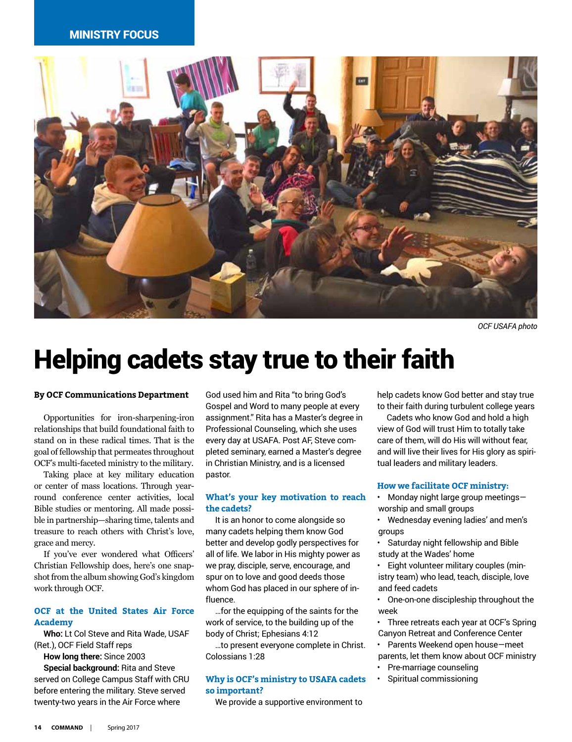MINISTRY FOCUS

*OCF USAFA photo*

# Helping cadets stay true to their faith

**By OCF Communications Department**

Opportunities for iron-sharpening-iron relationships that build foundational faith to stand on in these radical times. That is the goal of fellowship that permeates throughout OCF's multi-faceted ministry to the military.

Taking place at key military education or center of mass locations. Through year-round conference center activities, local Bible studies or mentoring. All made possible in partnership—sharing time, talents and treasure to reach others with Christ's love, grace and mercy.

If you've ever wondered what Officers' Christian Fellowship does, here's one snapshot from the album showing God's kingdom work through OCF.

### OCF at the United States Air Force Academy

**Who:** Lt Col Steve and Rita Wade, USAF (Ret.), OCF Field Staff reps

**How long there:** Since 2003

**Special background:** Rita and Steve served on College Campus Staff with CRU before entering the military. Steve served twenty-two years in the Air Force where God used him and Rita "to bring God's Gospel and Word to many people at every assignment." Rita has a Master's degree in Professional Counseling, which she uses every day at USAFA. Post AF, Steve completed seminary, earned a Master's degree in Christian Ministry, and is a licensed pastor.

### What's your key motivation to reach the cadets?

It is an honor to come alongside so many cadets helping them know God better and develop godly perspectives for all of life. We labor in His mighty power as we pray, disciple, serve, encourage, and spur on to love and good deeds those whom God has placed in our sphere of influence.

…for the equipping of the saints for the work of service, to the building up of the body of Christ; Ephesians 4:12

…to present everyone complete in Christ. Colossians 1:28

### Why is OCF's ministry to USAFA cadets so important?

We provide a supportive environment to help cadets know God better and stay true to their faith during turbulent college years

Cadets who know God and hold a high view of God will trust Him to totally take care of them, will do His will without fear, and will live their lives for His glory as spiritual leaders and military leaders.

### How we facilitate OCF ministry:

- Monday night large group meetings—worship and small groups
- Wednesday evening ladies' and men's groups
- Saturday night fellowship and Bible study at the Wades' home
- Eight volunteer military couples (ministry team) who lead, teach, disciple, love and feed cadets
- One-on-one discipleship throughout the week
- Three retreats each year at OCF's Spring Canyon Retreat and Conference Center
- Parents Weekend open house—meet parents, let them know about OCF ministry
- Pre-marriage counseling
- Spiritual commissioning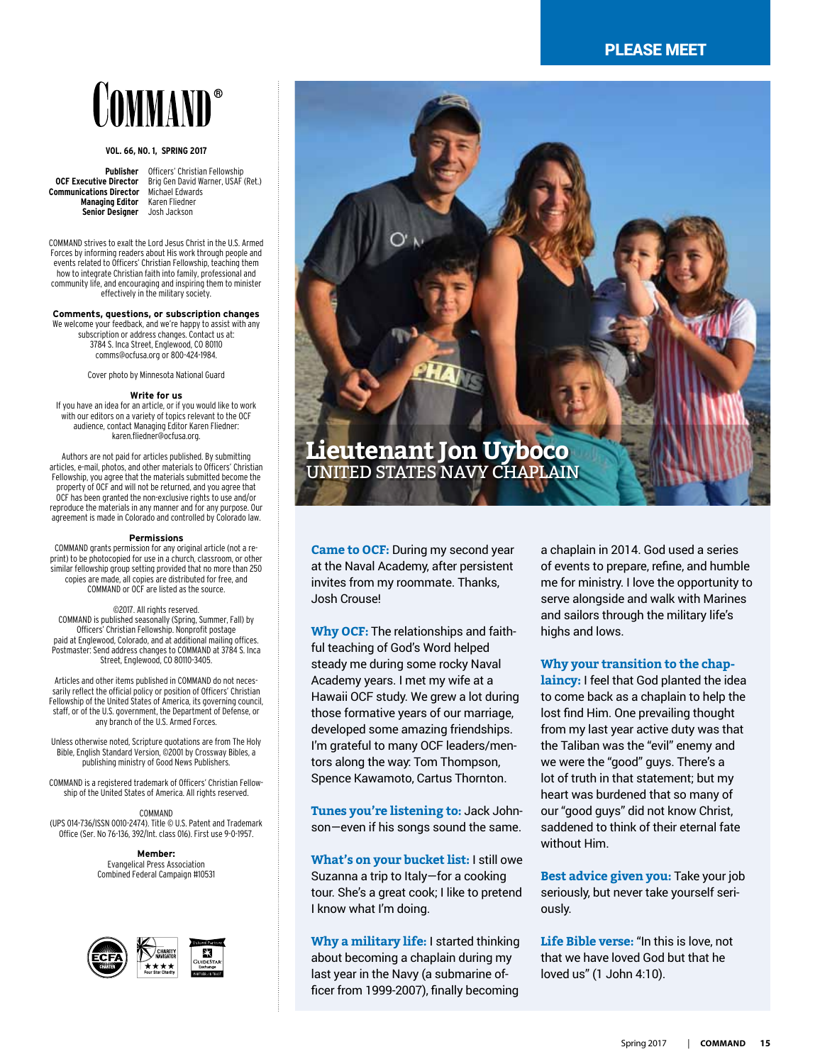# COMMAND®

**VOL. 66, NO. 1, SPRING 2017**

**Publisher** Officers' Christian Fellowship
**OCF Executive Director** Brig Gen David Warner, USAF (Ret.)
**Communications Director** Michael Edwards
**Managing Editor** Karen Fliedner
**Senior Designer** Josh Jackson

COMMAND strives to exalt the Lord Jesus Christ in the U.S. Armed Forces by informing readers about His work through people and events related to Officers' Christian Fellowship, teaching them how to integrate Christian faith into family, professional and community life, and encouraging and inspiring them to minister effectively in the military society.

**Comments, questions, or subscription changes**
We welcome your feedback, and we're happy to assist with any subscription or address changes. Contact us at: 3784 S. Inca Street, Englewood, CO 80110 comms@ocfusa.org or 800-424-1984.

Cover photo by Minnesota National Guard

**Write for us**
If you have an idea for an article, or if you would like to work with our editors on a variety of topics relevant to the OCF audience, contact Managing Editor Karen Fliedner: karen.fliedner@ocfusa.org.

Authors are not paid for articles published. By submitting articles, e-mail, photos, and other materials to Officers' Christian Fellowship, you agree that the materials submitted become the property of OCF and will not be returned, and you agree that OCF has been granted the non-exclusive rights to use and/or reproduce the materials in any manner and for any purpose. Our agreement is made in Colorado and controlled by Colorado law.

**Permissions**
COMMAND grants permission for any original article (not a reprint) to be photocopied for use in a church, classroom, or other similar fellowship group setting provided that no more than 250 copies are made, all copies are distributed for free, and COMMAND or OCF are listed as the source.

©2017. All rights reserved.
COMMAND is published seasonally (Spring, Summer, Fall) by Officers' Christian Fellowship. Nonprofit postage paid at Englewood, Colorado, and at additional mailing offices. Postmaster: Send address changes to COMMAND at 3784 S. Inca Street, Englewood, CO 80110-3405.

Articles and other items published in COMMAND do not necessarily reflect the official policy or position of Officers' Christian Fellowship of the United States of America, its governing council, staff, or of the U.S. government, the Department of Defense, or any branch of the U.S. Armed Forces.

Unless otherwise noted, Scripture quotations are from The Holy Bible, English Standard Version, ©2001 by Crossway Bibles, a publishing ministry of Good News Publishers.

COMMAND is a registered trademark of Officers' Christian Fellowship of the United States of America. All rights reserved.

COMMAND
(UPS 014-736/ISSN 0010-2474). Title © U.S. Patent and Trademark Office (Ser. No 76-136, 392/Int. class 016). First use 9-0-1957.

**Member:**
Evangelical Press Association
Combined Federal Campaign #10531

## PLEASE MEET

# Lieutenant Jon Uyboco
## UNITED STATES NAVY CHAPLAIN

**Came to OCF:** During my second year at the Naval Academy, after persistent invites from my roommate. Thanks, Josh Crouse!

**Why OCF:** The relationships and faithful teaching of God's Word helped steady me during some rocky Naval Academy years. I met my wife at a Hawaii OCF study. We grew a lot during those formative years of our marriage, developed some amazing friendships. I'm grateful to many OCF leaders/mentors along the way: Tom Thompson, Spence Kawamoto, Cartus Thornton.

**Tunes you're listening to:** Jack Johnson—even if his songs sound the same.

**What's on your bucket list:** I still owe Suzanna a trip to Italy—for a cooking tour. She's a great cook; I like to pretend I know what I'm doing.

**Why a military life:** I started thinking about becoming a chaplain during my last year in the Navy (a submarine officer from 1999-2007), finally becoming a chaplain in 2014. God used a series of events to prepare, refine, and humble me for ministry. I love the opportunity to serve alongside and walk with Marines and sailors through the military life's highs and lows.

**Why your transition to the chaplaincy:** I feel that God planted the idea to come back as a chaplain to help the lost find Him. One prevailing thought from my last year active duty was that the Taliban was the "evil" enemy and we were the "good" guys. There's a lot of truth in that statement; but my heart was burdened that so many of our "good guys" did not know Christ, saddened to think of their eternal fate without Him.

**Best advice given you:** Take your job seriously, but never take yourself seriously.

**Life Bible verse:** "In this is love, not that we have loved God but that he loved us" (1 John 4:10).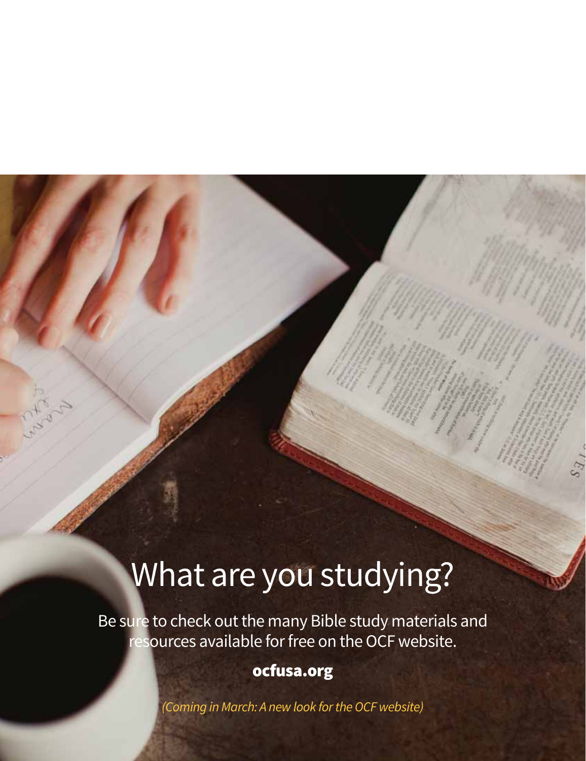# What are you studying?

Be sure to check out the many Bible study materials and resources available for free on the OCF website.

**ocfusa.org**

*(Coming in March: A new look for the OCF website)*